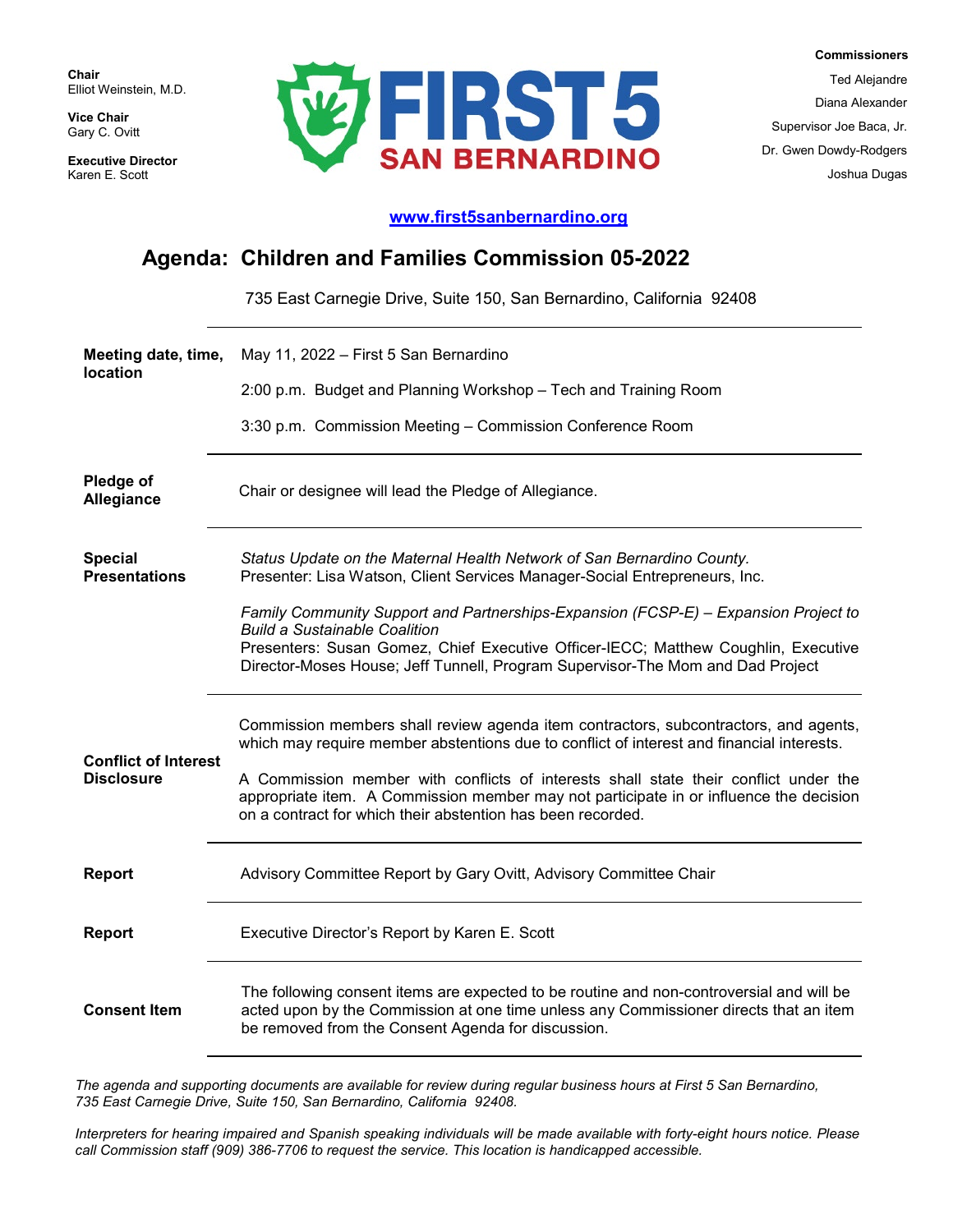**Chair**
Elliot Weinstein, M.D.

**Vice Chair**
Gary C. Ovitt

**Executive Director**
Karen E. Scott

FIRST 5 SAN BERNARDINO

**Commissioners**
Ted Alejandre
Diana Alexander
Supervisor Joe Baca, Jr.
Dr. Gwen Dowdy-Rodgers
Joshua Dugas

www.first5sanbernardino.org

# Agenda: Children and Families Commission 05-2022

735 East Carnegie Drive, Suite 150, San Bernardino, California 92408

| | |
|---|---|
| **Meeting date, time, location** | May 11, 2022 – First 5 San Bernardino<br><br>2:00 p.m. Budget and Planning Workshop – Tech and Training Room<br><br>3:30 p.m. Commission Meeting – Commission Conference Room |
| **Pledge of Allegiance** | Chair or designee will lead the Pledge of Allegiance. |
| **Special Presentations** | *Status Update on the Maternal Health Network of San Bernardino County.*<br>Presenter: Lisa Watson, Client Services Manager-Social Entrepreneurs, Inc.<br><br>*Family Community Support and Partnerships-Expansion (FCSP-E) – Expansion Project to Build a Sustainable Coalition*<br>Presenters: Susan Gomez, Chief Executive Officer-IECC; Matthew Coughlin, Executive Director-Moses House; Jeff Tunnell, Program Supervisor-The Mom and Dad Project |
| **Conflict of Interest Disclosure** | Commission members shall review agenda item contractors, subcontractors, and agents, which may require member abstentions due to conflict of interest and financial interests.<br><br>A Commission member with conflicts of interests shall state their conflict under the appropriate item. A Commission member may not participate in or influence the decision on a contract for which their abstention has been recorded. |
| **Report** | Advisory Committee Report by Gary Ovitt, Advisory Committee Chair |
| **Report** | Executive Director's Report by Karen E. Scott |
| **Consent Item** | The following consent items are expected to be routine and non-controversial and will be acted upon by the Commission at one time unless any Commissioner directs that an item be removed from the Consent Agenda for discussion. |

*The agenda and supporting documents are available for review during regular business hours at First 5 San Bernardino, 735 East Carnegie Drive, Suite 150, San Bernardino, California 92408.*

*Interpreters for hearing impaired and Spanish speaking individuals will be made available with forty-eight hours notice. Please call Commission staff (909) 386-7706 to request the service. This location is handicapped accessible.*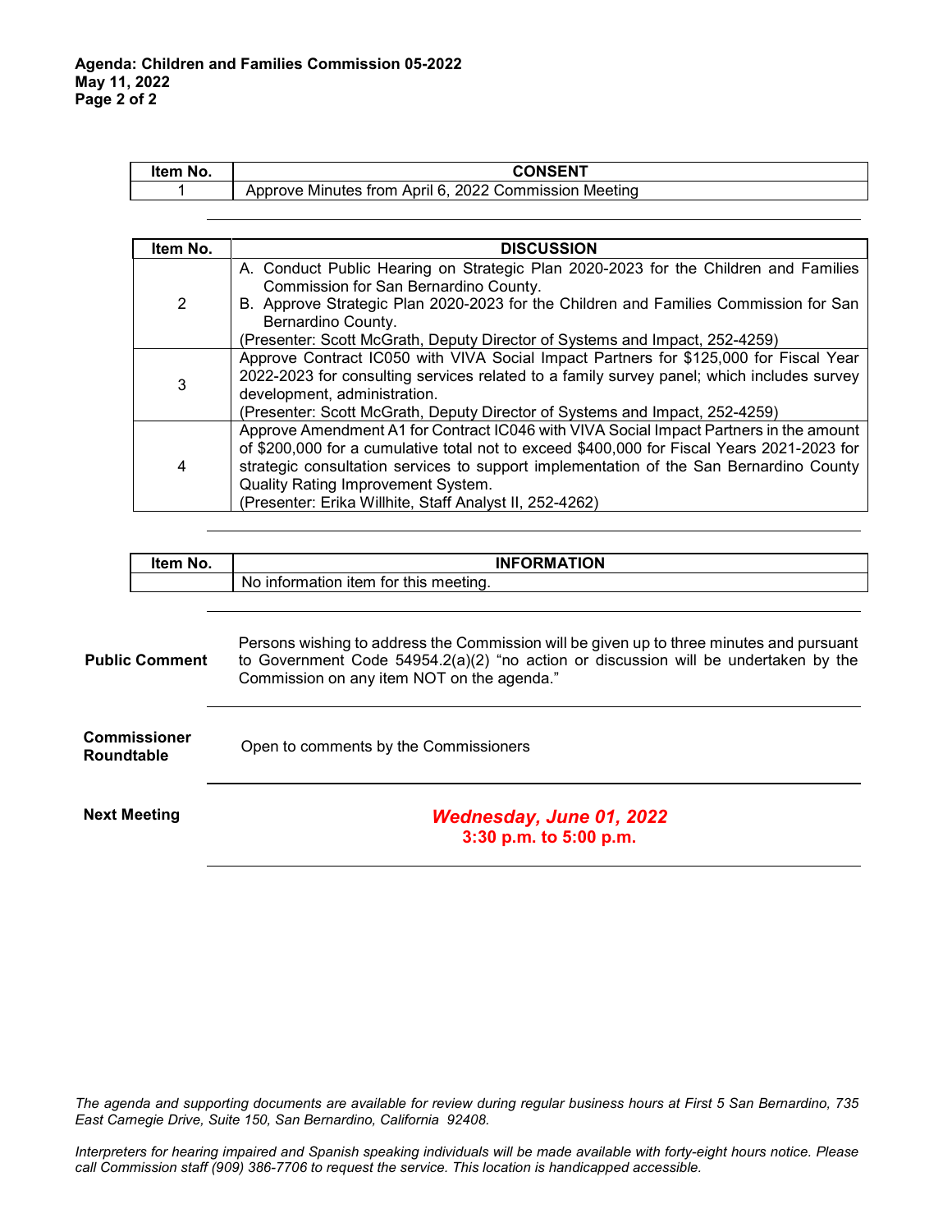| Item No. | CONSENT |
|---|---|
| 1 | Approve Minutes from April 6, 2022 Commission Meeting |

| Item No. | DISCUSSION |
|---|---|
| 2 | A. Conduct Public Hearing on Strategic Plan 2020-2023 for the Children and Families Commission for San Bernardino County.<br>B. Approve Strategic Plan 2020-2023 for the Children and Families Commission for San Bernardino County.<br>(Presenter: Scott McGrath, Deputy Director of Systems and Impact, 252-4259) |
| 3 | Approve Contract IC050 with VIVA Social Impact Partners for $125,000 for Fiscal Year 2022-2023 for consulting services related to a family survey panel; which includes survey development, administration.<br>(Presenter: Scott McGrath, Deputy Director of Systems and Impact, 252-4259) |
| 4 | Approve Amendment A1 for Contract IC046 with VIVA Social Impact Partners in the amount of $200,000 for a cumulative total not to exceed $400,000 for Fiscal Years 2021-2023 for strategic consultation services to support implementation of the San Bernardino County Quality Rating Improvement System.<br>(Presenter: Erika Willhite, Staff Analyst II, 252-4262) |

| Item No. | INFORMATION |
|---|---|
| | No information item for this meeting. |

**Public Comment**

Persons wishing to address the Commission will be given up to three minutes and pursuant to Government Code 54954.2(a)(2) "no action or discussion will be undertaken by the Commission on any item NOT on the agenda."

**Commissioner Roundtable**

Open to comments by the Commissioners

**Next Meeting**

***Wednesday, June 01, 2022***
**3:30 p.m. to 5:00 p.m.**

*The agenda and supporting documents are available for review during regular business hours at First 5 San Bernardino, 735 East Carnegie Drive, Suite 150, San Bernardino, California 92408.*

*Interpreters for hearing impaired and Spanish speaking individuals will be made available with forty-eight hours notice. Please call Commission staff (909) 386-7706 to request the service. This location is handicapped accessible.*